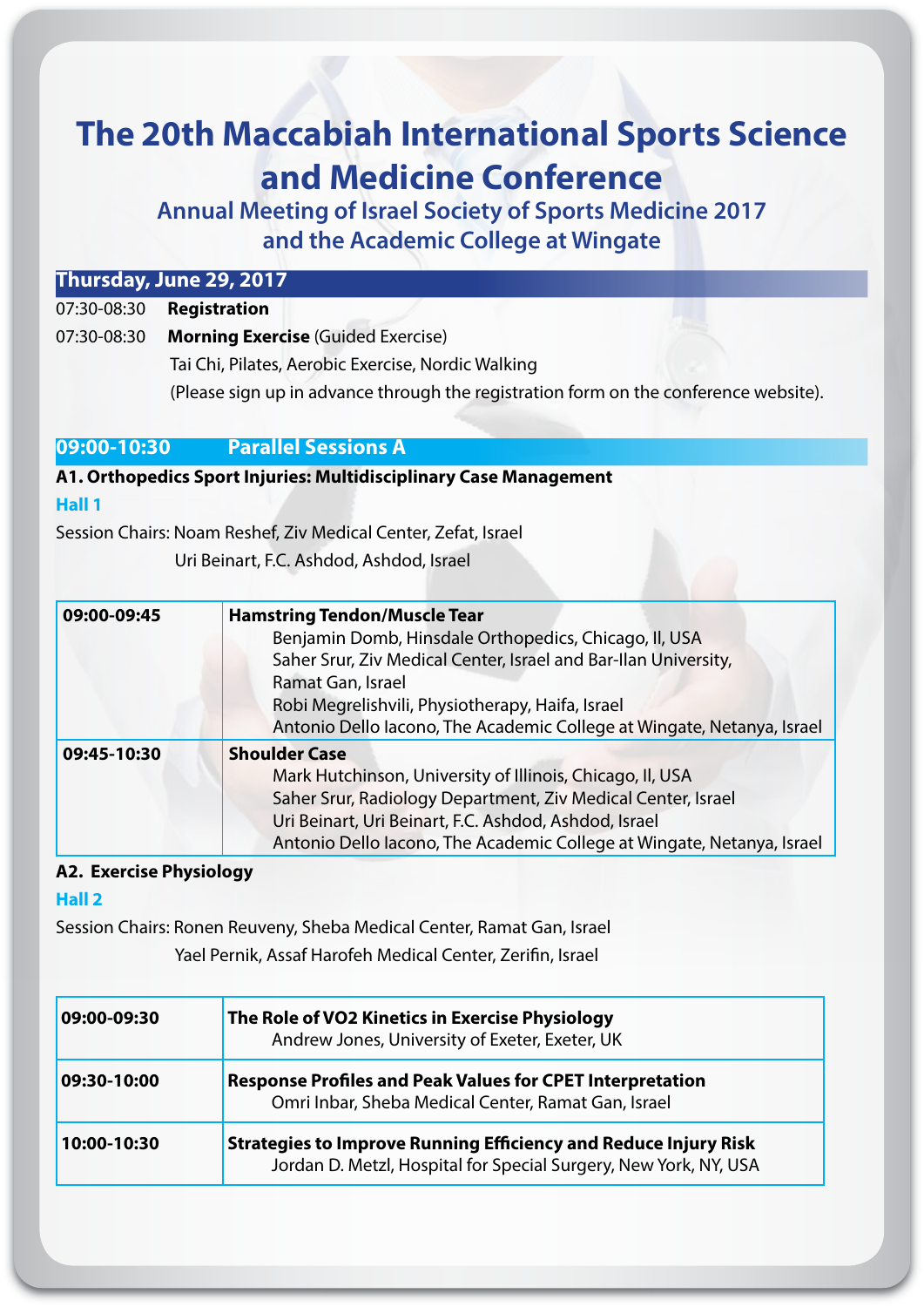# The 20th Maccabiah International Sports Science and Medicine Conference

## Annual Meeting of Israel Society of Sports Medicine 2017 and the Academic College at Wingate

## Thursday, June 29, 2017

07:30-08:30 **Registration**

07:30-08:30 **Morning Exercise** (Guided Exercise)

Tai Chi, Pilates, Aerobic Exercise, Nordic Walking

(Please sign up in advance through the registration form on the conference website).

## 09:00-10:30 Parallel Sessions A

### A1. Orthopedics Sport Injuries: Multidisciplinary Case Management

**Hall 1**

Session Chairs: Noam Reshef, Ziv Medical Center, Zefat, Israel
Uri Beinart, F.C. Ashdod, Ashdod, Israel

| | |
|---|---|
| **09:00-09:45** | **Hamstring Tendon/Muscle Tear**<br>Benjamin Domb, Hinsdale Orthopedics, Chicago, Il, USA<br>Saher Srur, Ziv Medical Center, Israel and Bar-Ilan University, Ramat Gan, Israel<br>Robi Megrelishvili, Physiotherapy, Haifa, Israel<br>Antonio Dello Iacono, The Academic College at Wingate, Netanya, Israel |
| **09:45-10:30** | **Shoulder Case**<br>Mark Hutchinson, University of Illinois, Chicago, Il, USA<br>Saher Srur, Radiology Department, Ziv Medical Center, Israel<br>Uri Beinart, Uri Beinart, F.C. Ashdod, Ashdod, Israel<br>Antonio Dello Iacono, The Academic College at Wingate, Netanya, Israel |

### A2. Exercise Physiology

**Hall 2**

Session Chairs: Ronen Reuveny, Sheba Medical Center, Ramat Gan, Israel
Yael Pernik, Assaf Harofeh Medical Center, Zerifin, Israel

| | |
|---|---|
| **09:00-09:30** | **The Role of VO2 Kinetics in Exercise Physiology**<br>Andrew Jones, University of Exeter, Exeter, UK |
| **09:30-10:00** | **Response Profiles and Peak Values for CPET Interpretation**<br>Omri Inbar, Sheba Medical Center, Ramat Gan, Israel |
| **10:00-10:30** | **Strategies to Improve Running Efficiency and Reduce Injury Risk**<br>Jordan D. Metzl, Hospital for Special Surgery, New York, NY, USA |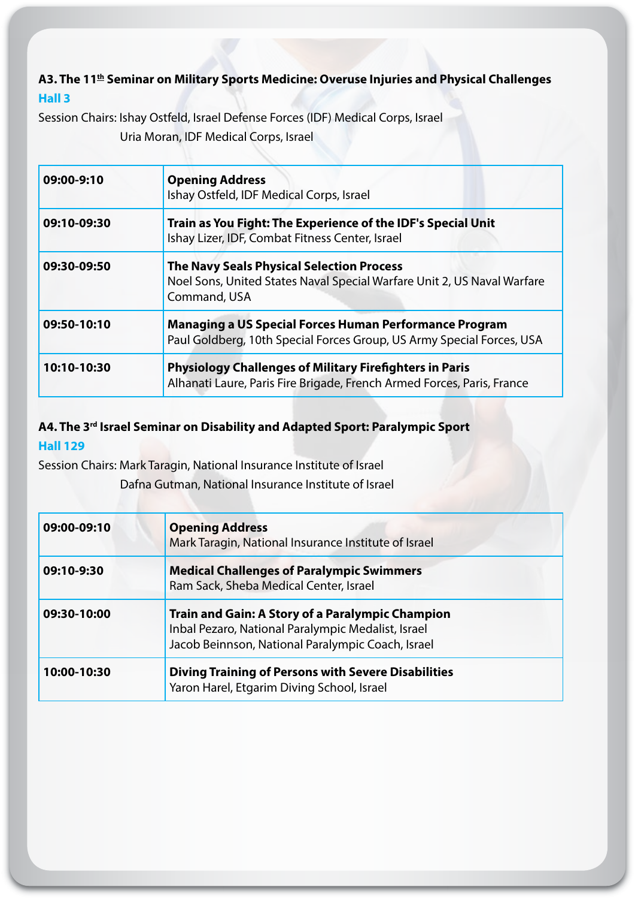### A3. The 11th Seminar on Military Sports Medicine: Overuse Injuries and Physical Challenges

**Hall 3**

Session Chairs: Ishay Ostfeld, Israel Defense Forces (IDF) Medical Corps, Israel
Uria Moran, IDF Medical Corps, Israel

| | |
|---|---|
| **09:00-9:10** | **Opening Address**<br>Ishay Ostfeld, IDF Medical Corps, Israel |
| **09:10-09:30** | **Train as You Fight: The Experience of the IDF's Special Unit**<br>Ishay Lizer, IDF, Combat Fitness Center, Israel |
| **09:30-09:50** | **The Navy Seals Physical Selection Process**<br>Noel Sons, United States Naval Special Warfare Unit 2, US Naval Warfare Command, USA |
| **09:50-10:10** | **Managing a US Special Forces Human Performance Program**<br>Paul Goldberg, 10th Special Forces Group, US Army Special Forces, USA |
| **10:10-10:30** | **Physiology Challenges of Military Firefighters in Paris**<br>Alhanati Laure, Paris Fire Brigade, French Armed Forces, Paris, France |

### A4. The 3rd Israel Seminar on Disability and Adapted Sport: Paralympic Sport

**Hall 129**

Session Chairs: Mark Taragin, National Insurance Institute of Israel
Dafna Gutman, National Insurance Institute of Israel

| | |
|---|---|
| **09:00-09:10** | **Opening Address**<br>Mark Taragin, National Insurance Institute of Israel |
| **09:10-9:30** | **Medical Challenges of Paralympic Swimmers**<br>Ram Sack, Sheba Medical Center, Israel |
| **09:30-10:00** | **Train and Gain: A Story of a Paralympic Champion**<br>Inbal Pezaro, National Paralympic Medalist, Israel<br>Jacob Beinnson, National Paralympic Coach, Israel |
| **10:00-10:30** | **Diving Training of Persons with Severe Disabilities**<br>Yaron Harel, Etgarim Diving School, Israel |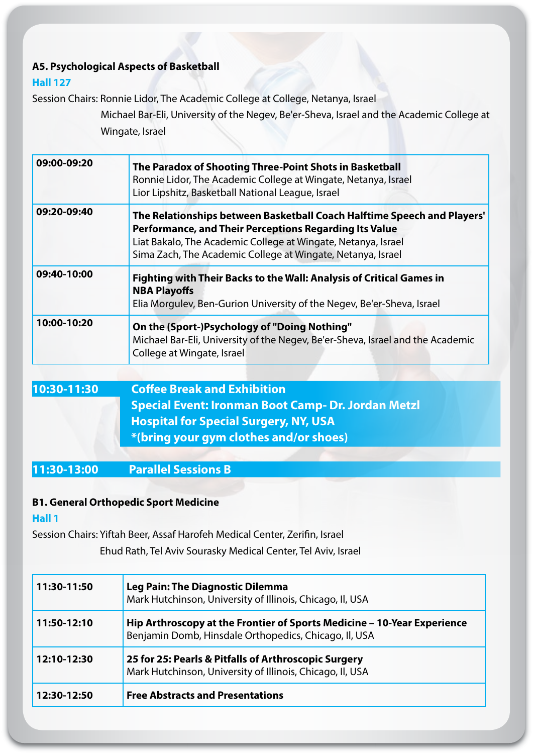**A5. Psychological Aspects of Basketball**

**Hall 127**

Session Chairs: Ronnie Lidor, The Academic College at College, Netanya, Israel
Michael Bar-Eli, University of the Negev, Be'er-Sheva, Israel and the Academic College at Wingate, Israel

| Time | Session |
|---|---|
| 09:00-09:20 | **The Paradox of Shooting Three-Point Shots in Basketball**<br>Ronnie Lidor, The Academic College at Wingate, Netanya, Israel<br>Lior Lipshitz, Basketball National League, Israel |
| 09:20-09:40 | **The Relationships between Basketball Coach Halftime Speech and Players' Performance, and Their Perceptions Regarding Its Value**<br>Liat Bakalo, The Academic College at Wingate, Netanya, Israel<br>Sima Zach, The Academic College at Wingate, Netanya, Israel |
| 09:40-10:00 | **Fighting with Their Backs to the Wall: Analysis of Critical Games in NBA Playoffs**<br>Elia Morgulev, Ben-Gurion University of the Negev, Be'er-Sheva, Israel |
| 10:00-10:20 | **On the (Sport-)Psychology of "Doing Nothing"**<br>Michael Bar-Eli, University of the Negev, Be'er-Sheva, Israel and the Academic College at Wingate, Israel |

**10:30-11:30 Coffee Break and Exhibition**
**Special Event: Ironman Boot Camp- Dr. Jordan Metzl**
**Hospital for Special Surgery, NY, USA**
***(bring your gym clothes and/or shoes)**

**11:30-13:00 Parallel Sessions B**

**B1. General Orthopedic Sport Medicine**

**Hall 1**

Session Chairs: Yiftah Beer, Assaf Harofeh Medical Center, Zerifin, Israel
Ehud Rath, Tel Aviv Sourasky Medical Center, Tel Aviv, Israel

| Time | Session |
|---|---|
| 11:30-11:50 | **Leg Pain: The Diagnostic Dilemma**<br>Mark Hutchinson, University of Illinois, Chicago, Il, USA |
| 11:50-12:10 | **Hip Arthroscopy at the Frontier of Sports Medicine – 10-Year Experience**<br>Benjamin Domb, Hinsdale Orthopedics, Chicago, Il, USA |
| 12:10-12:30 | **25 for 25: Pearls & Pitfalls of Arthroscopic Surgery**<br>Mark Hutchinson, University of Illinois, Chicago, Il, USA |
| 12:30-12:50 | **Free Abstracts and Presentations** |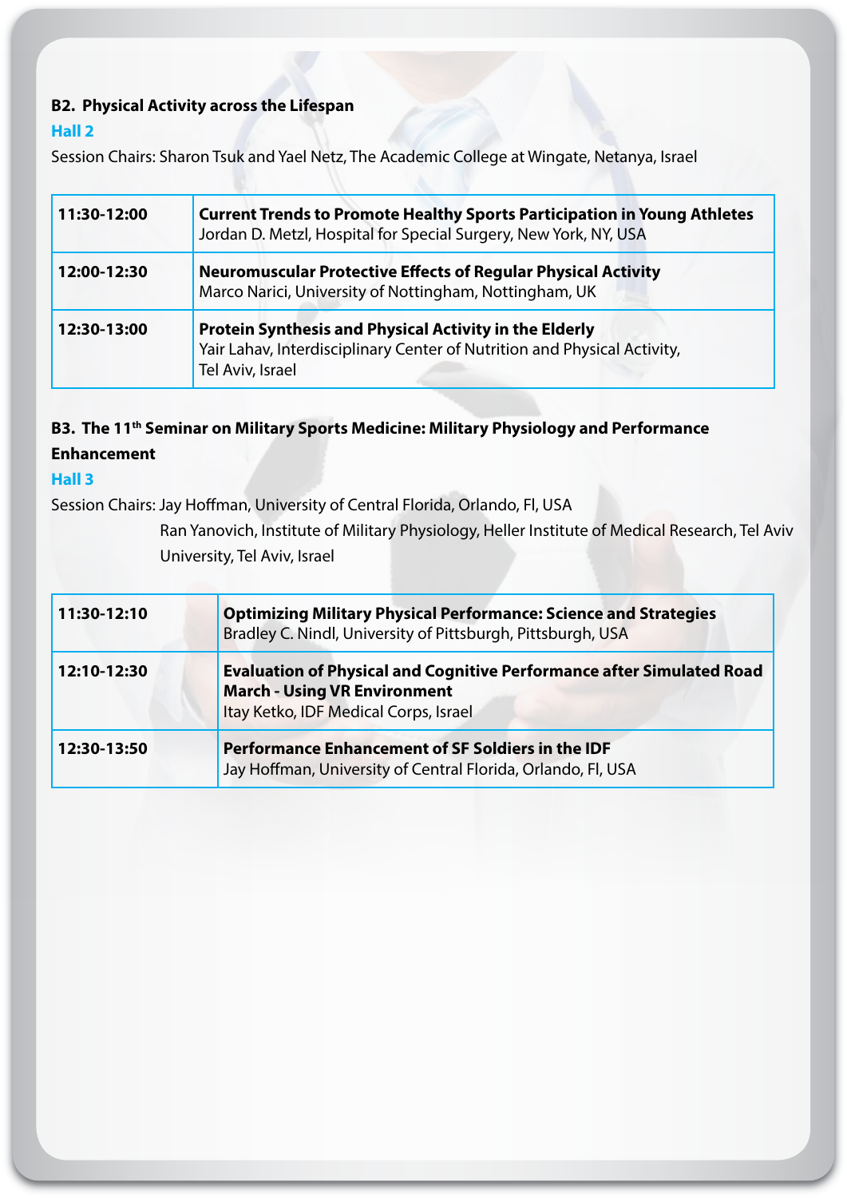### B2. Physical Activity across the Lifespan

**Hall 2**

Session Chairs: Sharon Tsuk and Yael Netz, The Academic College at Wingate, Netanya, Israel

| | |
|---|---|
| **11:30-12:00** | **Current Trends to Promote Healthy Sports Participation in Young Athletes**<br>Jordan D. Metzl, Hospital for Special Surgery, New York, NY, USA |
| **12:00-12:30** | **Neuromuscular Protective Effects of Regular Physical Activity**<br>Marco Narici, University of Nottingham, Nottingham, UK |
| **12:30-13:00** | **Protein Synthesis and Physical Activity in the Elderly**<br>Yair Lahav, Interdisciplinary Center of Nutrition and Physical Activity, Tel Aviv, Israel |

### B3. The 11th Seminar on Military Sports Medicine: Military Physiology and Performance Enhancement

**Hall 3**

Session Chairs: Jay Hoffman, University of Central Florida, Orlando, Fl, USA
Ran Yanovich, Institute of Military Physiology, Heller Institute of Medical Research, Tel Aviv University, Tel Aviv, Israel

| | |
|---|---|
| **11:30-12:10** | **Optimizing Military Physical Performance: Science and Strategies**<br>Bradley C. Nindl, University of Pittsburgh, Pittsburgh, USA |
| **12:10-12:30** | **Evaluation of Physical and Cognitive Performance after Simulated Road March - Using VR Environment**<br>Itay Ketko, IDF Medical Corps, Israel |
| **12:30-13:50** | **Performance Enhancement of SF Soldiers in the IDF**<br>Jay Hoffman, University of Central Florida, Orlando, Fl, USA |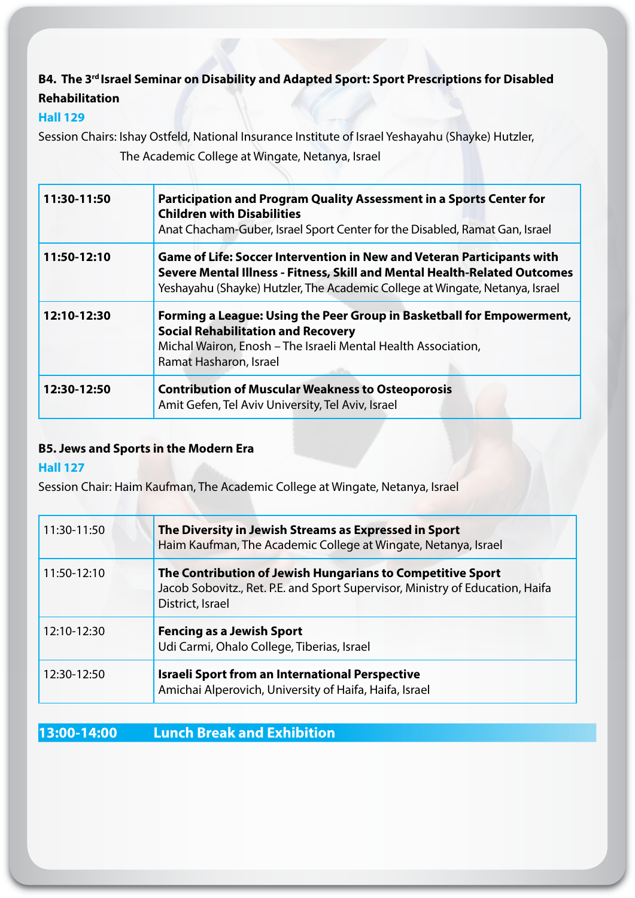### B4. The 3rd Israel Seminar on Disability and Adapted Sport: Sport Prescriptions for Disabled Rehabilitation

**Hall 129**

Session Chairs: Ishay Ostfeld, National Insurance Institute of Israel Yeshayahu (Shayke) Hutzler, The Academic College at Wingate, Netanya, Israel

| | |
|---|---|
| **11:30-11:50** | **Participation and Program Quality Assessment in a Sports Center for Children with Disabilities**<br>Anat Chacham-Guber, Israel Sport Center for the Disabled, Ramat Gan, Israel |
| **11:50-12:10** | **Game of Life: Soccer Intervention in New and Veteran Participants with Severe Mental Illness - Fitness, Skill and Mental Health-Related Outcomes**<br>Yeshayahu (Shayke) Hutzler, The Academic College at Wingate, Netanya, Israel |
| **12:10-12:30** | **Forming a League: Using the Peer Group in Basketball for Empowerment, Social Rehabilitation and Recovery**<br>Michal Wairon, Enosh – The Israeli Mental Health Association, Ramat Hasharon, Israel |
| **12:30-12:50** | **Contribution of Muscular Weakness to Osteoporosis**<br>Amit Gefen, Tel Aviv University, Tel Aviv, Israel |

### B5. Jews and Sports in the Modern Era

**Hall 127**

Session Chair: Haim Kaufman, The Academic College at Wingate, Netanya, Israel

| | |
|---|---|
| 11:30-11:50 | **The Diversity in Jewish Streams as Expressed in Sport**<br>Haim Kaufman, The Academic College at Wingate, Netanya, Israel |
| 11:50-12:10 | **The Contribution of Jewish Hungarians to Competitive Sport**<br>Jacob Sobovitz., Ret. P.E. and Sport Supervisor, Ministry of Education, Haifa District, Israel |
| 12:10-12:30 | **Fencing as a Jewish Sport**<br>Udi Carmi, Ohalo College, Tiberias, Israel |
| 12:30-12:50 | **Israeli Sport from an International Perspective**<br>Amichai Alperovich, University of Haifa, Haifa, Israel |

**13:00-14:00 Lunch Break and Exhibition**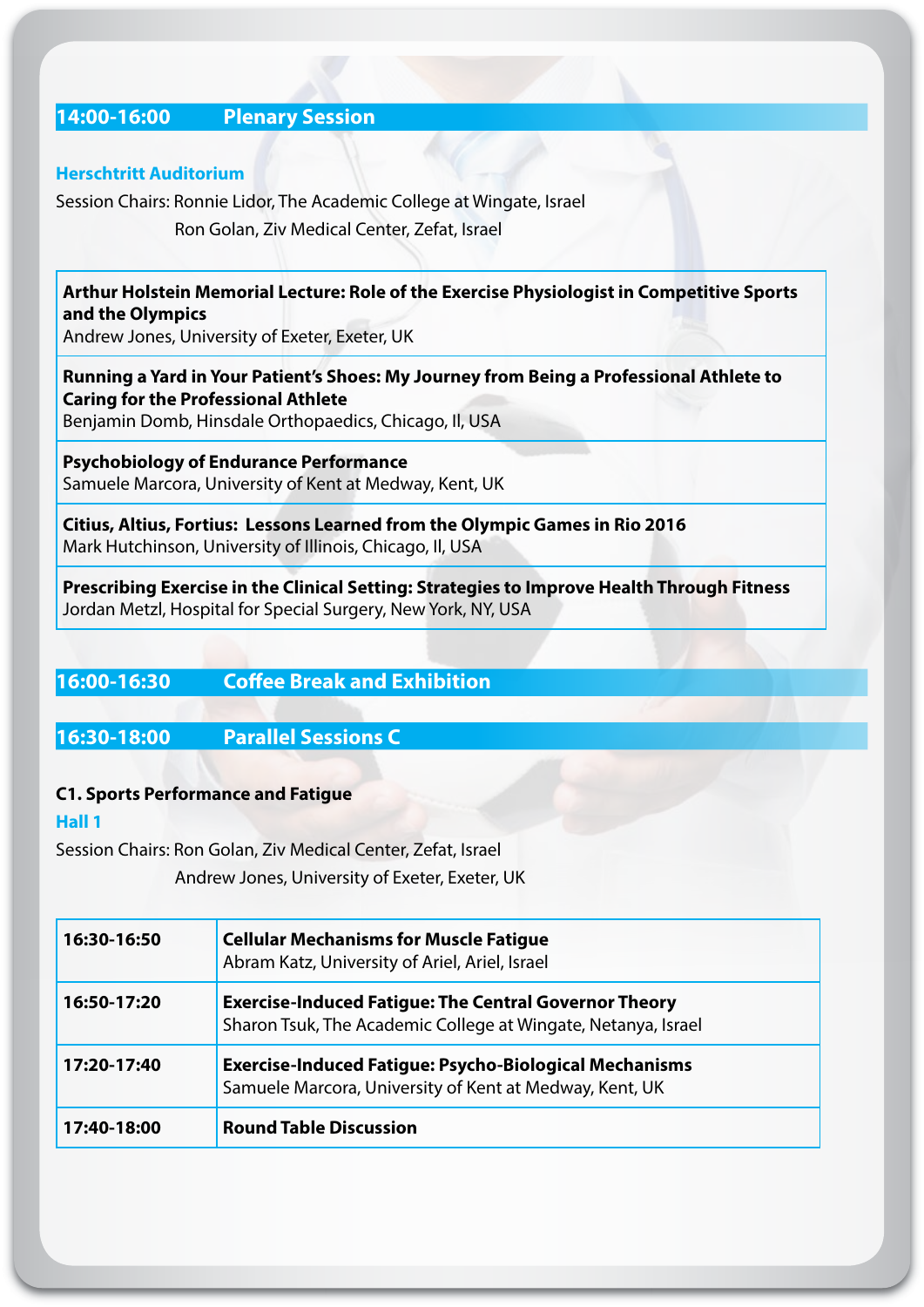## 14:00-16:00 Plenary Session

**Herschtritt Auditorium**

Session Chairs: Ronnie Lidor, The Academic College at Wingate, Israel
Ron Golan, Ziv Medical Center, Zefat, Israel

**Arthur Holstein Memorial Lecture: Role of the Exercise Physiologist in Competitive Sports and the Olympics**
Andrew Jones, University of Exeter, Exeter, UK

**Running a Yard in Your Patient's Shoes: My Journey from Being a Professional Athlete to Caring for the Professional Athlete**
Benjamin Domb, Hinsdale Orthopaedics, Chicago, Il, USA

**Psychobiology of Endurance Performance**
Samuele Marcora, University of Kent at Medway, Kent, UK

**Citius, Altius, Fortius: Lessons Learned from the Olympic Games in Rio 2016**
Mark Hutchinson, University of Illinois, Chicago, Il, USA

**Prescribing Exercise in the Clinical Setting: Strategies to Improve Health Through Fitness**
Jordan Metzl, Hospital for Special Surgery, New York, NY, USA

## 16:00-16:30 Coffee Break and Exhibition

## 16:30-18:00 Parallel Sessions C

### C1. Sports Performance and Fatigue

**Hall 1**

Session Chairs: Ron Golan, Ziv Medical Center, Zefat, Israel
Andrew Jones, University of Exeter, Exeter, UK

| Time | Session |
|---|---|
| **16:30-16:50** | **Cellular Mechanisms for Muscle Fatigue**<br>Abram Katz, University of Ariel, Ariel, Israel |
| **16:50-17:20** | **Exercise-Induced Fatigue: The Central Governor Theory**<br>Sharon Tsuk, The Academic College at Wingate, Netanya, Israel |
| **17:20-17:40** | **Exercise-Induced Fatigue: Psycho-Biological Mechanisms**<br>Samuele Marcora, University of Kent at Medway, Kent, UK |
| **17:40-18:00** | **Round Table Discussion** |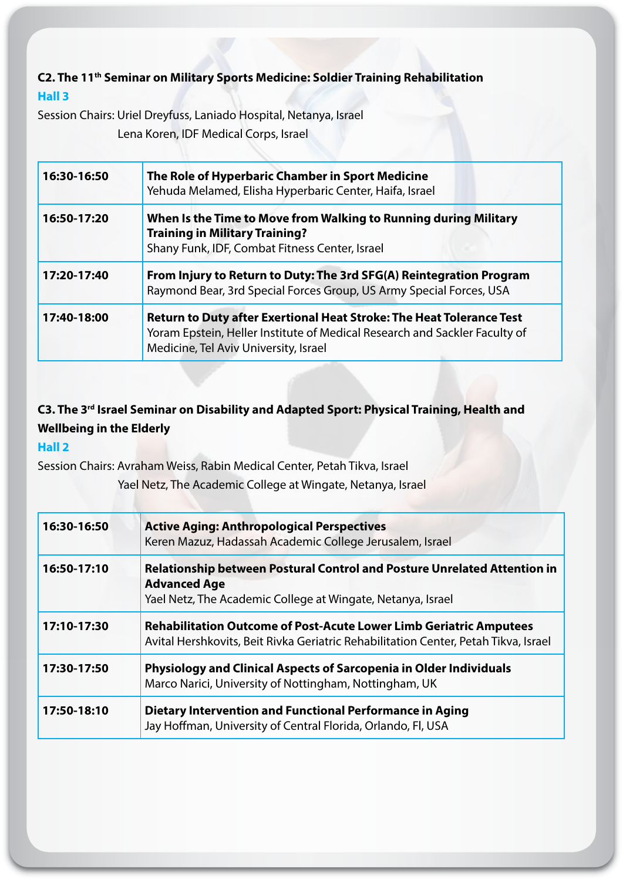## C2. The 11th Seminar on Military Sports Medicine: Soldier Training Rehabilitation

**Hall 3**

Session Chairs: Uriel Dreyfuss, Laniado Hospital, Netanya, Israel
Lena Koren, IDF Medical Corps, Israel

| | |
|---|---|
| **16:30-16:50** | **The Role of Hyperbaric Chamber in Sport Medicine** Yehuda Melamed, Elisha Hyperbaric Center, Haifa, Israel |
| **16:50-17:20** | **When Is the Time to Move from Walking to Running during Military Training in Military Training?** Shany Funk, IDF, Combat Fitness Center, Israel |
| **17:20-17:40** | **From Injury to Return to Duty: The 3rd SFG(A) Reintegration Program** Raymond Bear, 3rd Special Forces Group, US Army Special Forces, USA |
| **17:40-18:00** | **Return to Duty after Exertional Heat Stroke: The Heat Tolerance Test** Yoram Epstein, Heller Institute of Medical Research and Sackler Faculty of Medicine, Tel Aviv University, Israel |

## C3. The 3rd Israel Seminar on Disability and Adapted Sport: Physical Training, Health and Wellbeing in the Elderly

**Hall 2**

Session Chairs: Avraham Weiss, Rabin Medical Center, Petah Tikva, Israel
Yael Netz, The Academic College at Wingate, Netanya, Israel

| | |
|---|---|
| **16:30-16:50** | **Active Aging: Anthropological Perspectives** Keren Mazuz, Hadassah Academic College Jerusalem, Israel |
| **16:50-17:10** | **Relationship between Postural Control and Posture Unrelated Attention in Advanced Age** Yael Netz, The Academic College at Wingate, Netanya, Israel |
| **17:10-17:30** | **Rehabilitation Outcome of Post-Acute Lower Limb Geriatric Amputees** Avital Hershkovits, Beit Rivka Geriatric Rehabilitation Center, Petah Tikva, Israel |
| **17:30-17:50** | **Physiology and Clinical Aspects of Sarcopenia in Older Individuals** Marco Narici, University of Nottingham, Nottingham, UK |
| **17:50-18:10** | **Dietary Intervention and Functional Performance in Aging** Jay Hoffman, University of Central Florida, Orlando, Fl, USA |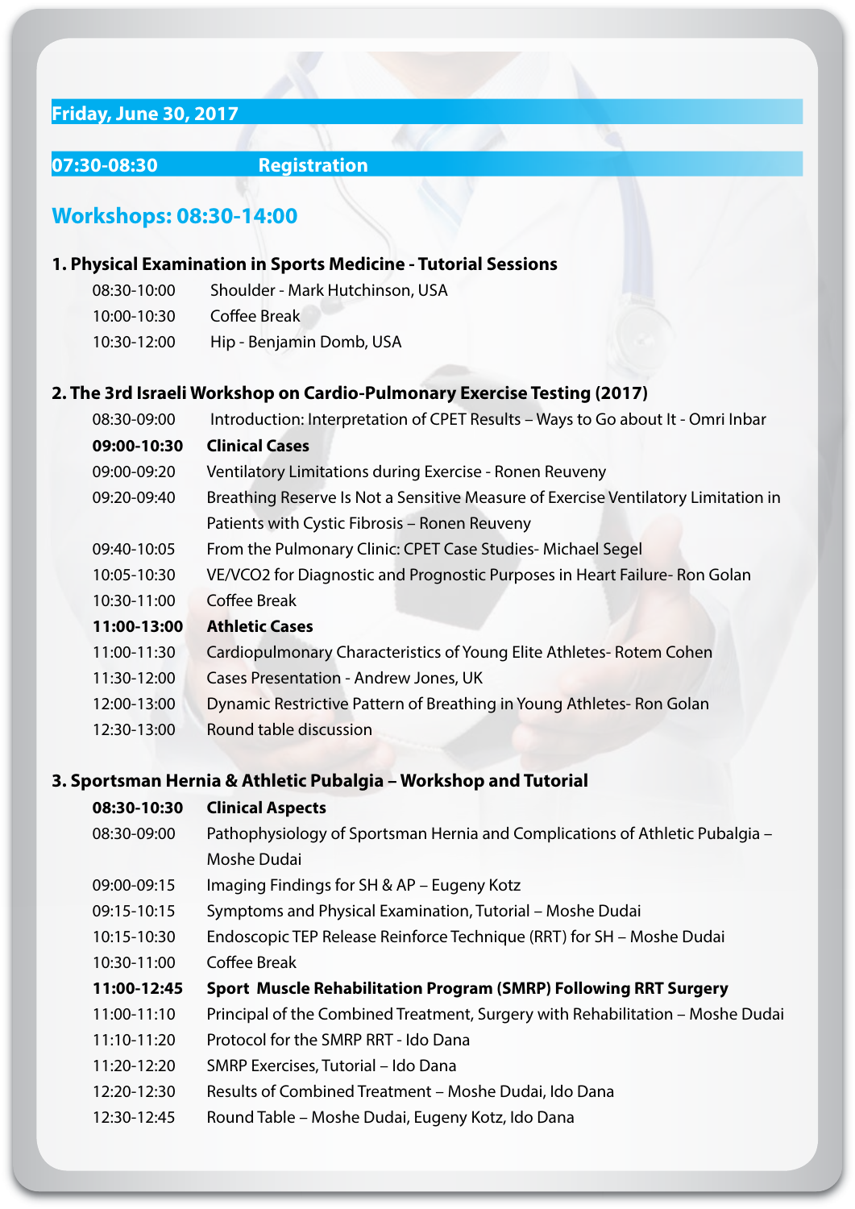## Friday, June 30, 2017

**07:30-08:30 Registration**

## Workshops: 08:30-14:00

### 1. Physical Examination in Sports Medicine - Tutorial Sessions

| | |
|---|---|
| 08:30-10:00 | Shoulder - Mark Hutchinson, USA |
| 10:00-10:30 | Coffee Break |
| 10:30-12:00 | Hip - Benjamin Domb, USA |

### 2. The 3rd Israeli Workshop on Cardio-Pulmonary Exercise Testing (2017)

| | |
|---|---|
| 08:30-09:00 | Introduction: Interpretation of CPET Results – Ways to Go about It - Omri Inbar |
| **09:00-10:30** | **Clinical Cases** |
| 09:00-09:20 | Ventilatory Limitations during Exercise - Ronen Reuveny |
| 09:20-09:40 | Breathing Reserve Is Not a Sensitive Measure of Exercise Ventilatory Limitation in Patients with Cystic Fibrosis – Ronen Reuveny |
| 09:40-10:05 | From the Pulmonary Clinic: CPET Case Studies- Michael Segel |
| 10:05-10:30 | VE/VCO2 for Diagnostic and Prognostic Purposes in Heart Failure- Ron Golan |
| 10:30-11:00 | Coffee Break |
| **11:00-13:00** | **Athletic Cases** |
| 11:00-11:30 | Cardiopulmonary Characteristics of Young Elite Athletes- Rotem Cohen |
| 11:30-12:00 | Cases Presentation - Andrew Jones, UK |
| 12:00-13:00 | Dynamic Restrictive Pattern of Breathing in Young Athletes- Ron Golan |
| 12:30-13:00 | Round table discussion |

### 3. Sportsman Hernia & Athletic Pubalgia – Workshop and Tutorial

| | |
|---|---|
| **08:30-10:30** | **Clinical Aspects** |
| 08:30-09:00 | Pathophysiology of Sportsman Hernia and Complications of Athletic Pubalgia – Moshe Dudai |
| 09:00-09:15 | Imaging Findings for SH & AP – Eugeny Kotz |
| 09:15-10:15 | Symptoms and Physical Examination, Tutorial – Moshe Dudai |
| 10:15-10:30 | Endoscopic TEP Release Reinforce Technique (RRT) for SH – Moshe Dudai |
| 10:30-11:00 | Coffee Break |
| **11:00-12:45** | **Sport Muscle Rehabilitation Program (SMRP) Following RRT Surgery** |
| 11:00-11:10 | Principal of the Combined Treatment, Surgery with Rehabilitation – Moshe Dudai |
| 11:10-11:20 | Protocol for the SMRP RRT - Ido Dana |
| 11:20-12:20 | SMRP Exercises, Tutorial – Ido Dana |
| 12:20-12:30 | Results of Combined Treatment – Moshe Dudai, Ido Dana |
| 12:30-12:45 | Round Table – Moshe Dudai, Eugeny Kotz, Ido Dana |